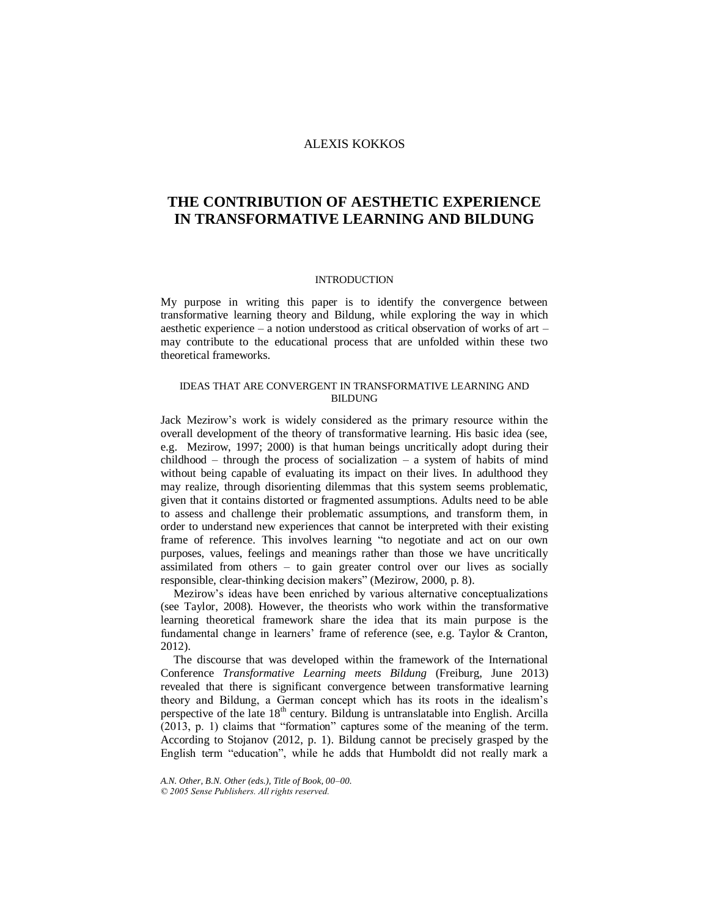ALEXIS KOKKOS

# THE CONTRIBUTION OF AESTHETIC EXPERIENCE IN TRANSFORMATIVE LEARNING AND BILDUNG

## INTRODUCTION

My purpose in writing this paper is to identify the convergence between transformative learning theory and Bildung, while exploring the way in which aesthetic experience – a notion understood as critical observation of works of art – may contribute to the educational process that are unfolded within these two theoretical frameworks.

## IDEAS THAT ARE CONVERGENT IN TRANSFORMATIVE LEARNING AND BILDUNG

Jack Mezirow's work is widely considered as the primary resource within the overall development of the theory of transformative learning. His basic idea (see, e.g. Mezirow, 1997; 2000) is that human beings uncritically adopt during their childhood – through the process of socialization – a system of habits of mind without being capable of evaluating its impact on their lives. In adulthood they may realize, through disorienting dilemmas that this system seems problematic, given that it contains distorted or fragmented assumptions. Adults need to be able to assess and challenge their problematic assumptions, and transform them, in order to understand new experiences that cannot be interpreted with their existing frame of reference. This involves learning "to negotiate and act on our own purposes, values, feelings and meanings rather than those we have uncritically assimilated from others – to gain greater control over our lives as socially responsible, clear-thinking decision makers" (Mezirow, 2000, p. 8).

Mezirow's ideas have been enriched by various alternative conceptualizations (see Taylor, 2008). However, the theorists who work within the transformative learning theoretical framework share the idea that its main purpose is the fundamental change in learners' frame of reference (see, e.g. Taylor & Cranton, 2012).

The discourse that was developed within the framework of the International Conference *Transformative Learning meets Bildung* (Freiburg, June 2013) revealed that there is significant convergence between transformative learning theory and Bildung, a German concept which has its roots in the idealism's perspective of the late 18th century. Bildung is untranslatable into English. Arcilla (2013, p. 1) claims that "formation" captures some of the meaning of the term. According to Stojanov (2012, p. 1). Bildung cannot be precisely grasped by the English term "education", while he adds that Humboldt did not really mark a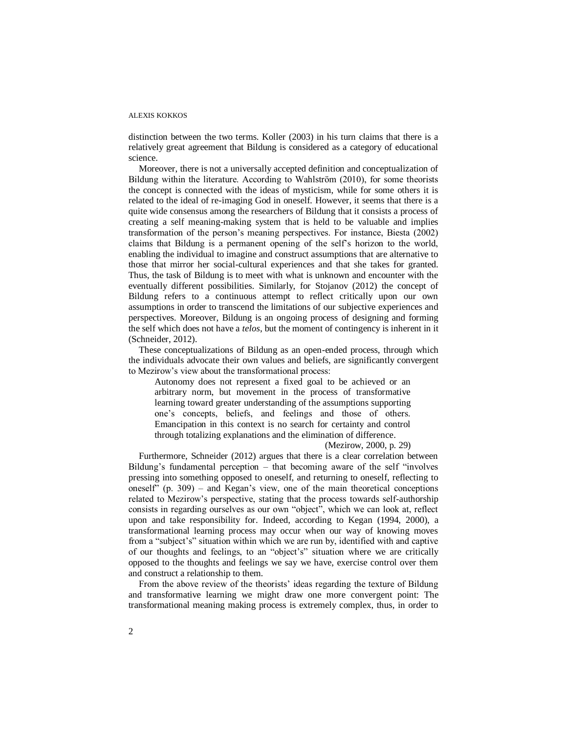distinction between the two terms. Koller (2003) in his turn claims that there is a relatively great agreement that Bildung is considered as a category of educational science.

Moreover, there is not a universally accepted definition and conceptualization of Bildung within the literature. According to Wahlström (2010), for some theorists the concept is connected with the ideas of mysticism, while for some others it is related to the ideal of re-imaging God in oneself. However, it seems that there is a quite wide consensus among the researchers of Bildung that it consists a process of creating a self meaning-making system that is held to be valuable and implies transformation of the person's meaning perspectives. For instance, Biesta (2002) claims that Bildung is a permanent opening of the self's horizon to the world, enabling the individual to imagine and construct assumptions that are alternative to those that mirror her social-cultural experiences and that she takes for granted. Thus, the task of Bildung is to meet with what is unknown and encounter with the eventually different possibilities. Similarly, for Stojanov (2012) the concept of Bildung refers to a continuous attempt to reflect critically upon our own assumptions in order to transcend the limitations of our subjective experiences and perspectives. Moreover, Bildung is an ongoing process of designing and forming the self which does not have a *telos*, but the moment of contingency is inherent in it (Schneider, 2012).

These conceptualizations of Bildung as an open-ended process, through which the individuals advocate their own values and beliefs, are significantly convergent to Mezirow's view about the transformational process:

> Autonomy does not represent a fixed goal to be achieved or an arbitrary norm, but movement in the process of transformative learning toward greater understanding of the assumptions supporting one's concepts, beliefs, and feelings and those of others. Emancipation in this context is no search for certainty and control through totalizing explanations and the elimination of difference.
>
> (Mezirow, 2000, p. 29)

Furthermore, Schneider (2012) argues that there is a clear correlation between Bildung's fundamental perception – that becoming aware of the self "involves pressing into something opposed to oneself, and returning to oneself, reflecting to oneself" (p. 309) – and Kegan's view, one of the main theoretical conceptions related to Mezirow's perspective, stating that the process towards self-authorship consists in regarding ourselves as our own "object", which we can look at, reflect upon and take responsibility for. Indeed, according to Kegan (1994, 2000), a transformational learning process may occur when our way of knowing moves from a "subject's" situation within which we are run by, identified with and captive of our thoughts and feelings, to an "object's" situation where we are critically opposed to the thoughts and feelings we say we have, exercise control over them and construct a relationship to them.

From the above review of the theorists' ideas regarding the texture of Bildung and transformative learning we might draw one more convergent point: The transformational meaning making process is extremely complex, thus, in order to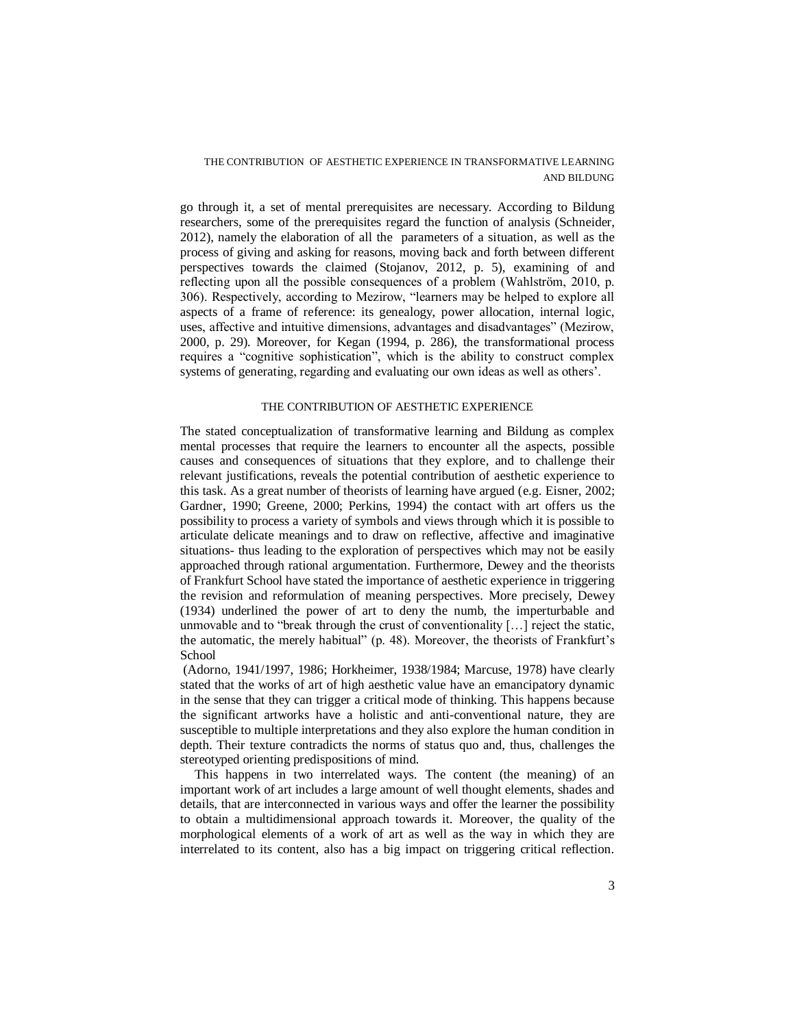go through it, a set of mental prerequisites are necessary. According to Bildung researchers, some of the prerequisites regard the function of analysis (Schneider, 2012), namely the elaboration of all the parameters of a situation, as well as the process of giving and asking for reasons, moving back and forth between different perspectives towards the claimed (Stojanov, 2012, p. 5), examining of and reflecting upon all the possible consequences of a problem (Wahlström, 2010, p. 306). Respectively, according to Mezirow, "learners may be helped to explore all aspects of a frame of reference: its genealogy, power allocation, internal logic, uses, affective and intuitive dimensions, advantages and disadvantages" (Mezirow, 2000, p. 29). Moreover, for Kegan (1994, p. 286), the transformational process requires a "cognitive sophistication", which is the ability to construct complex systems of generating, regarding and evaluating our own ideas as well as others'.

## THE CONTRIBUTION OF AESTHETIC EXPERIENCE

The stated conceptualization of transformative learning and Bildung as complex mental processes that require the learners to encounter all the aspects, possible causes and consequences of situations that they explore, and to challenge their relevant justifications, reveals the potential contribution of aesthetic experience to this task. As a great number of theorists of learning have argued (e.g. Eisner, 2002; Gardner, 1990; Greene, 2000; Perkins, 1994) the contact with art offers us the possibility to process a variety of symbols and views through which it is possible to articulate delicate meanings and to draw on reflective, affective and imaginative situations- thus leading to the exploration of perspectives which may not be easily approached through rational argumentation. Furthermore, Dewey and the theorists of Frankfurt School have stated the importance of aesthetic experience in triggering the revision and reformulation of meaning perspectives. More precisely, Dewey (1934) underlined the power of art to deny the numb, the imperturbable and unmovable and to "break through the crust of conventionality […] reject the static, the automatic, the merely habitual" (p. 48). Moreover, the theorists of Frankfurt's School (Adorno, 1941/1997, 1986; Horkheimer, 1938/1984; Marcuse, 1978) have clearly stated that the works of art of high aesthetic value have an emancipatory dynamic in the sense that they can trigger a critical mode of thinking. This happens because the significant artworks have a holistic and anti-conventional nature, they are susceptible to multiple interpretations and they also explore the human condition in depth. Their texture contradicts the norms of status quo and, thus, challenges the stereotyped orienting predispositions of mind.

This happens in two interrelated ways. The content (the meaning) of an important work of art includes a large amount of well thought elements, shades and details, that are interconnected in various ways and offer the learner the possibility to obtain a multidimensional approach towards it. Moreover, the quality of the morphological elements of a work of art as well as the way in which they are interrelated to its content, also has a big impact on triggering critical reflection.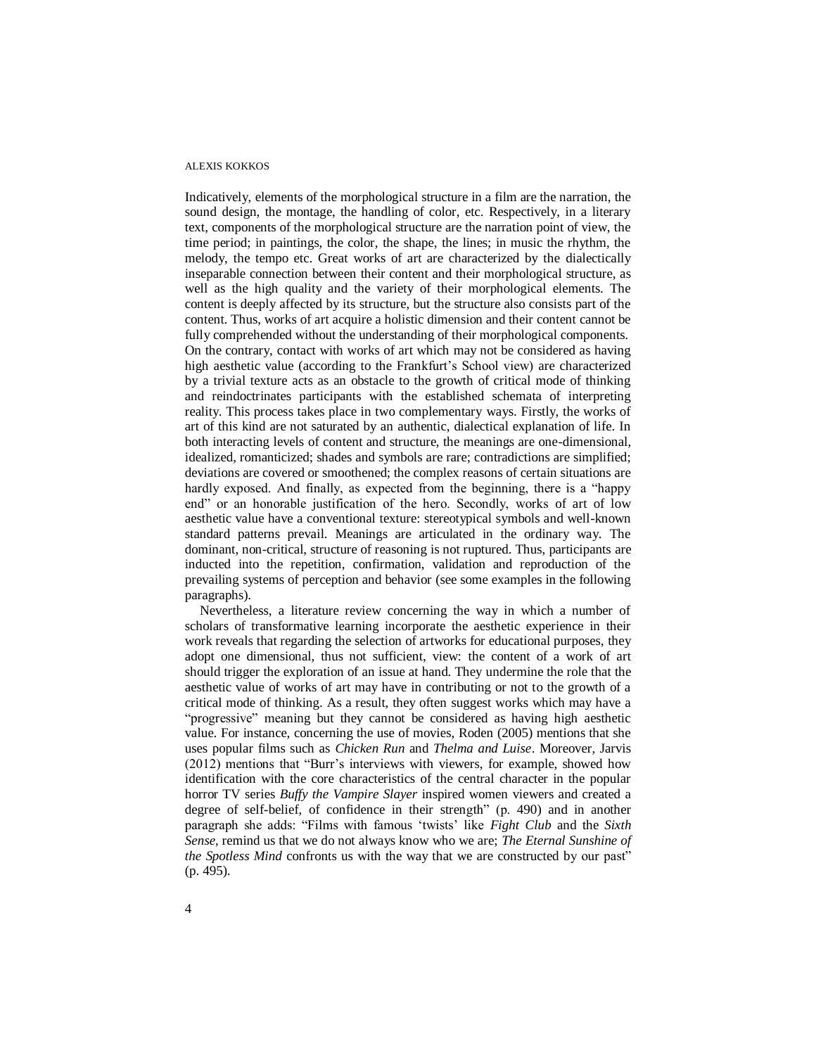Indicatively, elements of the morphological structure in a film are the narration, the sound design, the montage, the handling of color, etc. Respectively, in a literary text, components of the morphological structure are the narration point of view, the time period; in paintings, the color, the shape, the lines; in music the rhythm, the melody, the tempo etc. Great works of art are characterized by the dialectically inseparable connection between their content and their morphological structure, as well as the high quality and the variety of their morphological elements. The content is deeply affected by its structure, but the structure also consists part of the content. Thus, works of art acquire a holistic dimension and their content cannot be fully comprehended without the understanding of their morphological components. On the contrary, contact with works of art which may not be considered as having high aesthetic value (according to the Frankfurt's School view) are characterized by a trivial texture acts as an obstacle to the growth of critical mode of thinking and reindoctrinates participants with the established schemata of interpreting reality. This process takes place in two complementary ways. Firstly, the works of art of this kind are not saturated by an authentic, dialectical explanation of life. In both interacting levels of content and structure, the meanings are one-dimensional, idealized, romanticized; shades and symbols are rare; contradictions are simplified; deviations are covered or smoothened; the complex reasons of certain situations are hardly exposed. And finally, as expected from the beginning, there is a "happy end" or an honorable justification of the hero. Secondly, works of art of low aesthetic value have a conventional texture: stereotypical symbols and well-known standard patterns prevail. Meanings are articulated in the ordinary way. The dominant, non-critical, structure of reasoning is not ruptured. Thus, participants are inducted into the repetition, confirmation, validation and reproduction of the prevailing systems of perception and behavior (see some examples in the following paragraphs).

Nevertheless, a literature review concerning the way in which a number of scholars of transformative learning incorporate the aesthetic experience in their work reveals that regarding the selection of artworks for educational purposes, they adopt one dimensional, thus not sufficient, view: the content of a work of art should trigger the exploration of an issue at hand. They undermine the role that the aesthetic value of works of art may have in contributing or not to the growth of a critical mode of thinking. As a result, they often suggest works which may have a "progressive" meaning but they cannot be considered as having high aesthetic value. For instance, concerning the use of movies, Roden (2005) mentions that she uses popular films such as *Chicken Run* and *Thelma and Luise*. Moreover, Jarvis (2012) mentions that "Burr's interviews with viewers, for example, showed how identification with the core characteristics of the central character in the popular horror TV series *Buffy the Vampire Slayer* inspired women viewers and created a degree of self-belief, of confidence in their strength" (p. 490) and in another paragraph she adds: "Films with famous 'twists' like *Fight Club* and the *Sixth Sense*, remind us that we do not always know who we are; *The Eternal Sunshine of the Spotless Mind* confronts us with the way that we are constructed by our past" (p. 495).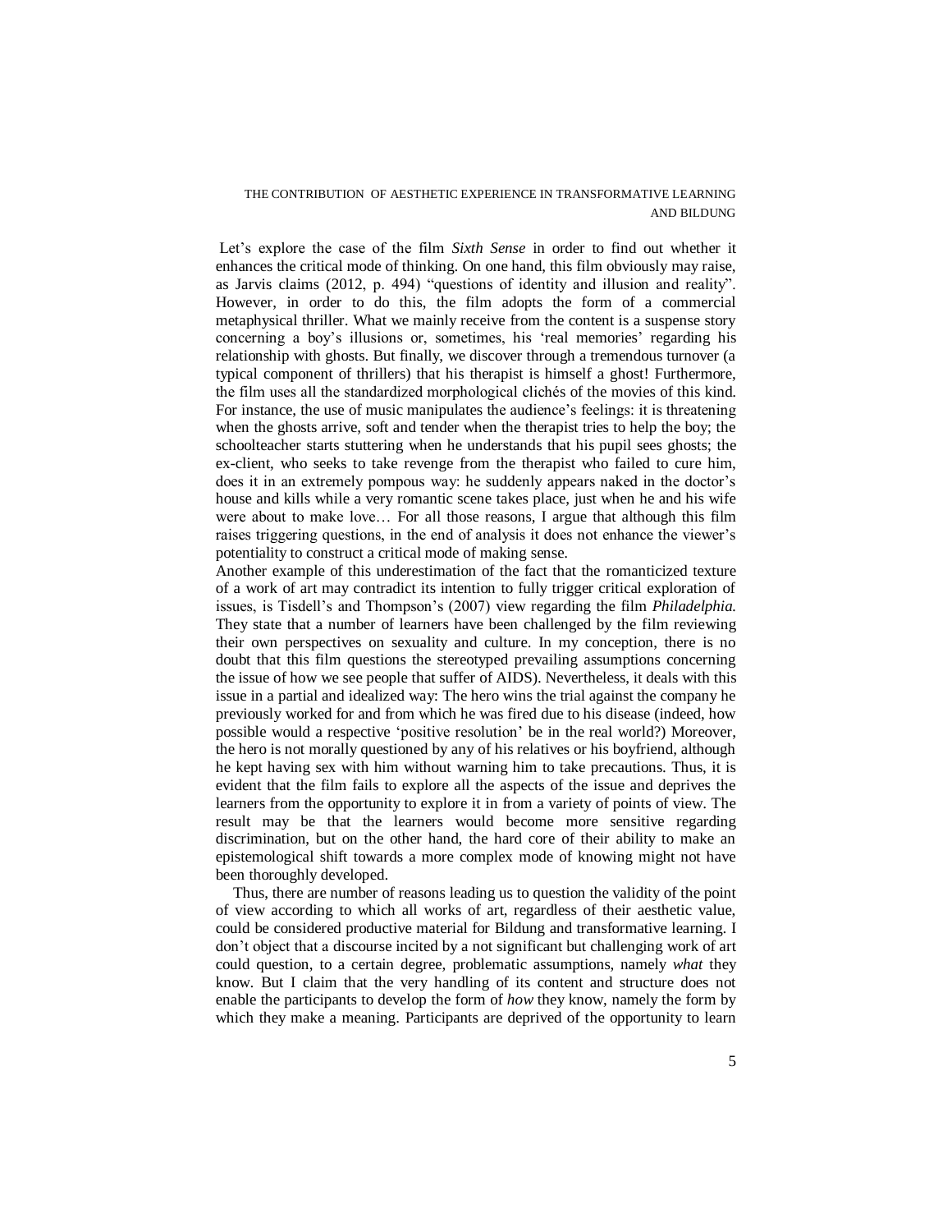Let's explore the case of the film *Sixth Sense* in order to find out whether it enhances the critical mode of thinking. On one hand, this film obviously may raise, as Jarvis claims (2012, p. 494) "questions of identity and illusion and reality". However, in order to do this, the film adopts the form of a commercial metaphysical thriller. What we mainly receive from the content is a suspense story concerning a boy's illusions or, sometimes, his 'real memories' regarding his relationship with ghosts. But finally, we discover through a tremendous turnover (a typical component of thrillers) that his therapist is himself a ghost! Furthermore, the film uses all the standardized morphological clichés of the movies of this kind. For instance, the use of music manipulates the audience's feelings: it is threatening when the ghosts arrive, soft and tender when the therapist tries to help the boy; the schoolteacher starts stuttering when he understands that his pupil sees ghosts; the ex-client, who seeks to take revenge from the therapist who failed to cure him, does it in an extremely pompous way: he suddenly appears naked in the doctor's house and kills while a very romantic scene takes place, just when he and his wife were about to make love… For all those reasons, I argue that although this film raises triggering questions, in the end of analysis it does not enhance the viewer's potentiality to construct a critical mode of making sense.

Another example of this underestimation of the fact that the romanticized texture of a work of art may contradict its intention to fully trigger critical exploration of issues, is Tisdell's and Thompson's (2007) view regarding the film *Philadelphia.* They state that a number of learners have been challenged by the film reviewing their own perspectives on sexuality and culture. In my conception, there is no doubt that this film questions the stereotyped prevailing assumptions concerning the issue of how we see people that suffer of AIDS). Nevertheless, it deals with this issue in a partial and idealized way: The hero wins the trial against the company he previously worked for and from which he was fired due to his disease (indeed, how possible would a respective 'positive resolution' be in the real world?) Moreover, the hero is not morally questioned by any of his relatives or his boyfriend, although he kept having sex with him without warning him to take precautions. Thus, it is evident that the film fails to explore all the aspects of the issue and deprives the learners from the opportunity to explore it in from a variety of points of view. The result may be that the learners would become more sensitive regarding discrimination, but on the other hand, the hard core of their ability to make an epistemological shift towards a more complex mode of knowing might not have been thoroughly developed.

Thus, there are number of reasons leading us to question the validity of the point of view according to which all works of art, regardless of their aesthetic value, could be considered productive material for Bildung and transformative learning. I don't object that a discourse incited by a not significant but challenging work of art could question, to a certain degree, problematic assumptions, namely *what* they know. But I claim that the very handling of its content and structure does not enable the participants to develop the form of *how* they know, namely the form by which they make a meaning. Participants are deprived of the opportunity to learn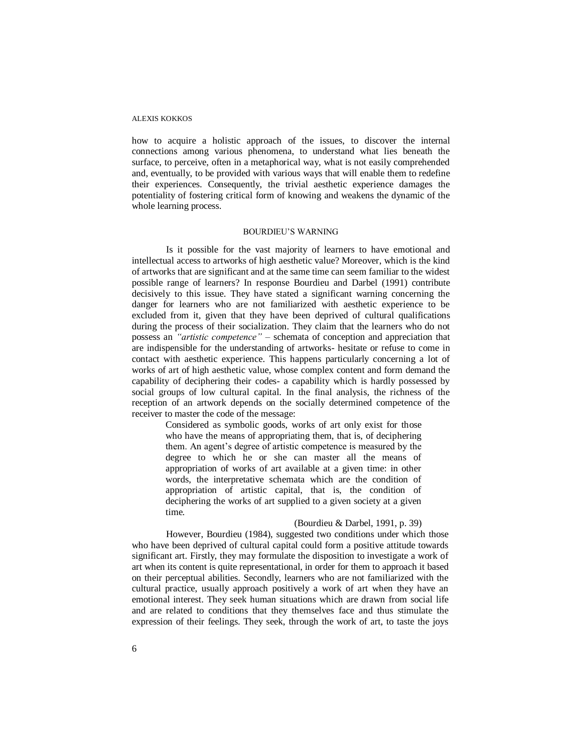how to acquire a holistic approach of the issues, to discover the internal connections among various phenomena, to understand what lies beneath the surface, to perceive, often in a metaphorical way, what is not easily comprehended and, eventually, to be provided with various ways that will enable them to redefine their experiences. Consequently, the trivial aesthetic experience damages the potentiality of fostering critical form of knowing and weakens the dynamic of the whole learning process.

## BOURDIEU'S WARNING

Is it possible for the vast majority of learners to have emotional and intellectual access to artworks of high aesthetic value? Moreover, which is the kind of artworks that are significant and at the same time can seem familiar to the widest possible range of learners? In response Bourdieu and Darbel (1991) contribute decisively to this issue. They have stated a significant warning concerning the danger for learners who are not familiarized with aesthetic experience to be excluded from it, given that they have been deprived of cultural qualifications during the process of their socialization. They claim that the learners who do not possess an *"artistic competence"* – schemata of conception and appreciation that are indispensible for the understanding of artworks- hesitate or refuse to come in contact with aesthetic experience. This happens particularly concerning a lot of works of art of high aesthetic value, whose complex content and form demand the capability of deciphering their codes- a capability which is hardly possessed by social groups of low cultural capital. In the final analysis, the richness of the reception of an artwork depends on the socially determined competence of the receiver to master the code of the message:

> Considered as symbolic goods, works of art only exist for those who have the means of appropriating them, that is, of deciphering them. An agent's degree of artistic competence is measured by the degree to which he or she can master all the means of appropriation of works of art available at a given time: in other words, the interpretative schemata which are the condition of appropriation of artistic capital, that is, the condition of deciphering the works of art supplied to a given society at a given time.
>
> (Bourdieu & Darbel, 1991, p. 39)

However, Bourdieu (1984), suggested two conditions under which those who have been deprived of cultural capital could form a positive attitude towards significant art. Firstly, they may formulate the disposition to investigate a work of art when its content is quite representational, in order for them to approach it based on their perceptual abilities. Secondly, learners who are not familiarized with the cultural practice, usually approach positively a work of art when they have an emotional interest. They seek human situations which are drawn from social life and are related to conditions that they themselves face and thus stimulate the expression of their feelings. They seek, through the work of art, to taste the joys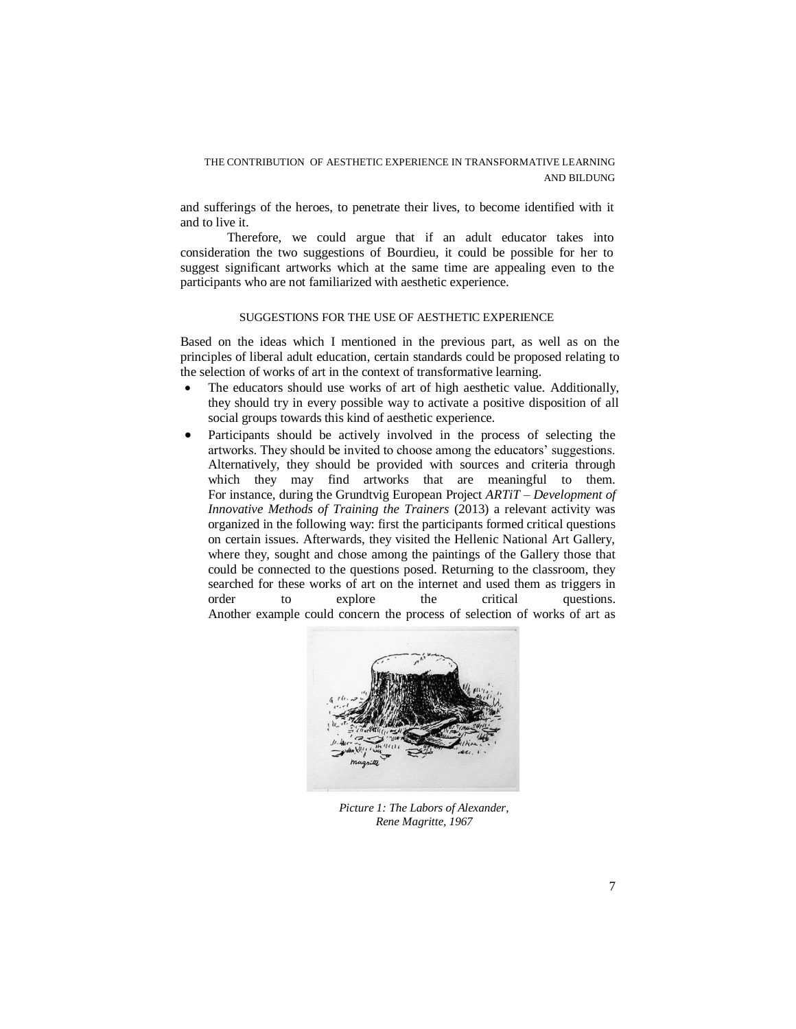and sufferings of the heroes, to penetrate their lives, to become identified with it and to live it.

Therefore, we could argue that if an adult educator takes into consideration the two suggestions of Bourdieu, it could be possible for her to suggest significant artworks which at the same time are appealing even to the participants who are not familiarized with aesthetic experience.

## SUGGESTIONS FOR THE USE OF AESTHETIC EXPERIENCE

Based on the ideas which I mentioned in the previous part, as well as on the principles of liberal adult education, certain standards could be proposed relating to the selection of works of art in the context of transformative learning.

- The educators should use works of art of high aesthetic value. Additionally, they should try in every possible way to activate a positive disposition of all social groups towards this kind of aesthetic experience.
- Participants should be actively involved in the process of selecting the artworks. They should be invited to choose among the educators' suggestions. Alternatively, they should be provided with sources and criteria through which they may find artworks that are meaningful to them. For instance, during the Grundtvig European Project *ARTiT – Development of Innovative Methods of Training the Trainers* (2013) a relevant activity was organized in the following way: first the participants formed critical questions on certain issues. Afterwards, they visited the Hellenic National Art Gallery, where they, sought and chose among the paintings of the Gallery those that could be connected to the questions posed. Returning to the classroom, they searched for these works of art on the internet and used them as triggers in order to explore the critical questions. Another example could concern the process of selection of works of art as

*Picture 1: The Labors of Alexander, Rene Magritte, 1967*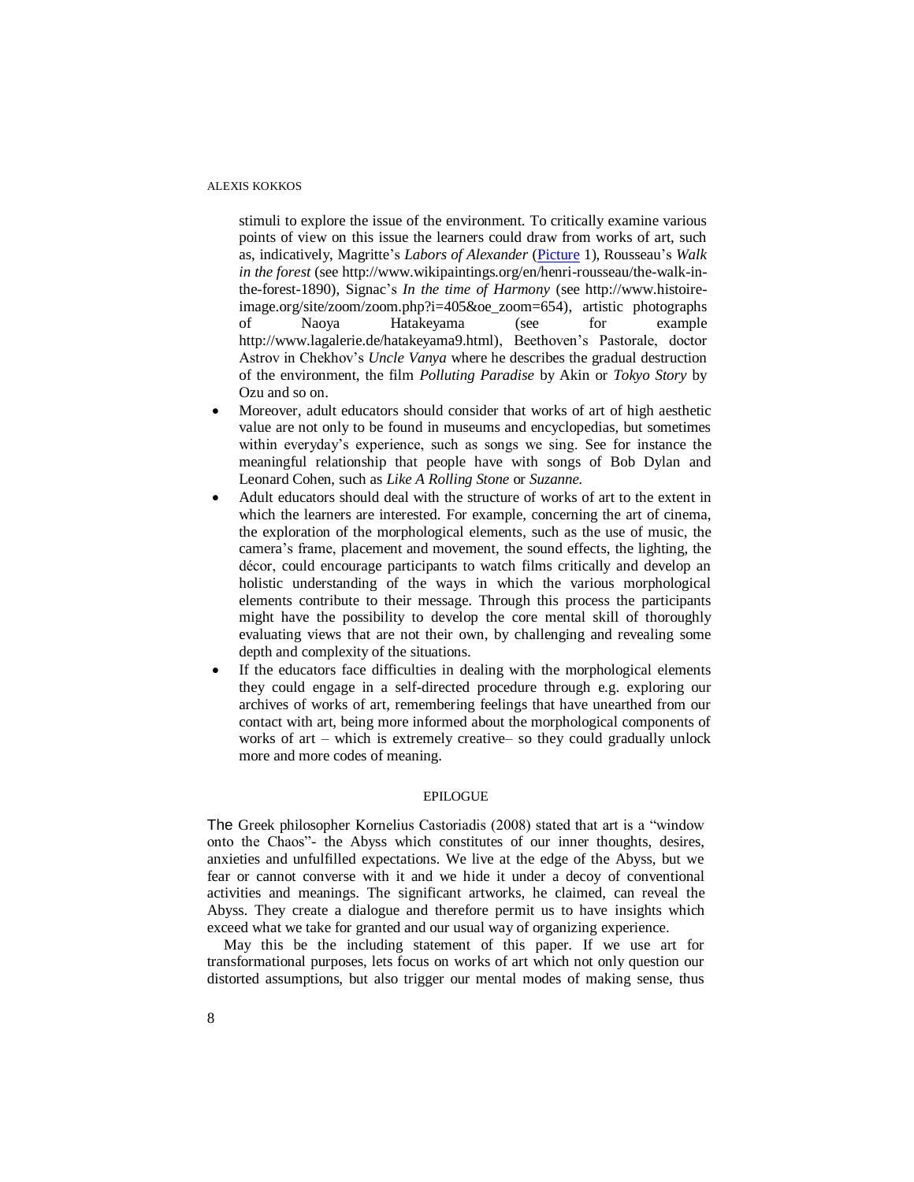stimuli to explore the issue of the environment. To critically examine various points of view on this issue the learners could draw from works of art, such as, indicatively, Magritte's *Labors of Alexander* (Picture 1), Rousseau's *Walk in the forest* (see http://www.wikipaintings.org/en/henri-rousseau/the-walk-in-the-forest-1890), Signac's *In the time of Harmony* (see http://www.histoire-image.org/site/zoom/zoom.php?i=405&oe_zoom=654), artistic photographs of Naoya Hatakeyama (see for example http://www.lagalerie.de/hatakeyama9.html), Beethoven's Pastorale, doctor Astrov in Chekhov's *Uncle Vanya* where he describes the gradual destruction of the environment, the film *Polluting Paradise* by Akin or *Tokyo Story* by Ozu and so on.

- Moreover, adult educators should consider that works of art of high aesthetic value are not only to be found in museums and encyclopedias, but sometimes within everyday's experience, such as songs we sing. See for instance the meaningful relationship that people have with songs of Bob Dylan and Leonard Cohen, such as *Like A Rolling Stone* or *Suzanne.*
- Adult educators should deal with the structure of works of art to the extent in which the learners are interested. For example, concerning the art of cinema, the exploration of the morphological elements, such as the use of music, the camera's frame, placement and movement, the sound effects, the lighting, the décor, could encourage participants to watch films critically and develop an holistic understanding of the ways in which the various morphological elements contribute to their message. Through this process the participants might have the possibility to develop the core mental skill of thoroughly evaluating views that are not their own, by challenging and revealing some depth and complexity of the situations.
- If the educators face difficulties in dealing with the morphological elements they could engage in a self-directed procedure through e.g. exploring our archives of works of art, remembering feelings that have unearthed from our contact with art, being more informed about the morphological components of works of art – which is extremely creative– so they could gradually unlock more and more codes of meaning.

## EPILOGUE

The Greek philosopher Kornelius Castoriadis (2008) stated that art is a "window onto the Chaos"- the Abyss which constitutes of our inner thoughts, desires, anxieties and unfulfilled expectations. We live at the edge of the Abyss, but we fear or cannot converse with it and we hide it under a decoy of conventional activities and meanings. The significant artworks, he claimed, can reveal the Abyss. They create a dialogue and therefore permit us to have insights which exceed what we take for granted and our usual way of organizing experience.

May this be the including statement of this paper. If we use art for transformational purposes, lets focus on works of art which not only question our distorted assumptions, but also trigger our mental modes of making sense, thus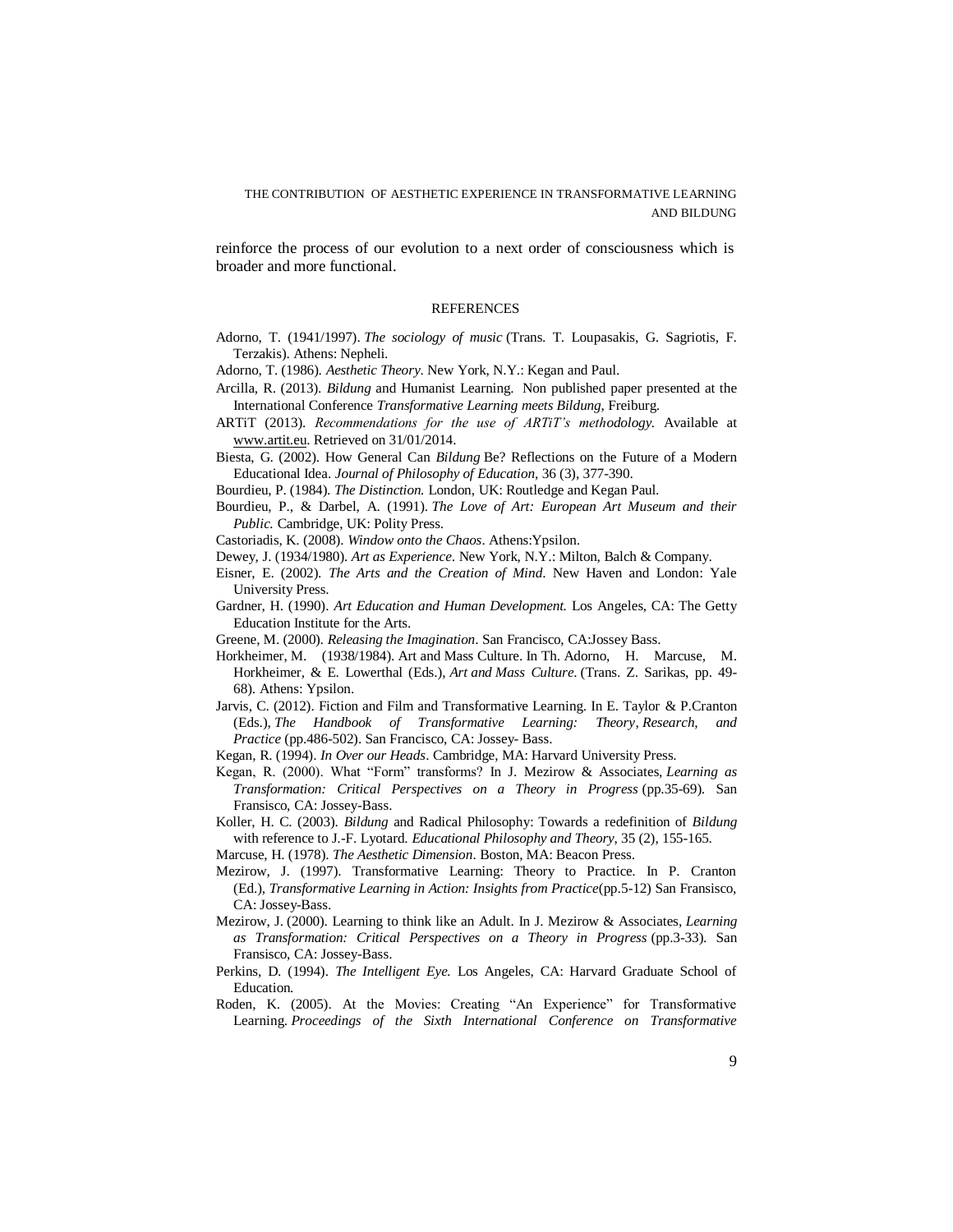reinforce the process of our evolution to a next order of consciousness which is broader and more functional.

## REFERENCES

Adorno, T. (1941/1997). *The sociology of music* (Trans. T. Loupasakis, G. Sagriotis, F. Terzakis). Athens: Nepheli.

Adorno, T. (1986). *Aesthetic Theory*. New York, N.Y.: Kegan and Paul.

Arcilla, R. (2013). *Bildung* and Humanist Learning. Non published paper presented at the International Conference *Transformative Learning meets Bildung*, Freiburg.

ARTiT (2013). *Recommendations for the use of ARTiT's methodology.* Available at www.artit.eu. Retrieved on 31/01/2014.

Biesta, G. (2002). How General Can *Bildung* Be? Reflections on the Future of a Modern Educational Idea. *Journal of Philosophy of Education*, 36 (3), 377-390.

Bourdieu, P. (1984). *The Distinction.* London, UK: Routledge and Kegan Paul.

Bourdieu, P., & Darbel, A. (1991). *The Love of Art: European Art Museum and their Public.* Cambridge, UK: Polity Press.

Castoriadis, K. (2008). *Window onto the Chaos*. Athens:Ypsilon.

Dewey, J. (1934/1980). *Art as Experience*. New York, N.Y.: Milton, Balch & Company.

Eisner, E. (2002). *The Arts and the Creation of Mind*. New Haven and London: Yale University Press.

Gardner, H. (1990). *Art Education and Human Development.* Los Angeles, CA: The Getty Education Institute for the Arts.

Greene, M. (2000). *Releasing the Imagination*. San Francisco, CA:Jossey Bass.

Horkheimer, M. (1938/1984). Art and Mass Culture. In Th. Adorno, H. Marcuse, M. Horkheimer, & E. Lowerthal (Eds.), *Art and Mass Culture*. (Trans. Z. Sarikas, pp. 49-68). Athens: Ypsilon.

Jarvis, C. (2012). Fiction and Film and Transformative Learning. In E. Taylor & P.Cranton (Eds.), *The Handbook of Transformative Learning: Theory, Research, and Practice* (pp.486-502). San Francisco, CA: Jossey- Bass.

Kegan, R. (1994). *In Over our Heads*. Cambridge, MA: Harvard University Press.

Kegan, R. (2000). What "Form" transforms? In J. Mezirow & Associates, *Learning as Transformation: Critical Perspectives on a Theory in Progress* (pp.35-69). San Fransisco, CA: Jossey-Bass.

Koller, H. C. (2003). *Bildung* and Radical Philosophy: Towards a redefinition of *Bildung* with reference to J.-F. Lyotard. *Educational Philosophy and Theory*, 35 (2), 155-165.

Marcuse, H. (1978). *The Aesthetic Dimension*. Boston, MA: Beacon Press.

Mezirow, J. (1997). Transformative Learning: Theory to Practice. In P. Cranton (Ed.), *Transformative Learning in Action: Insights from Practice*(pp.5-12) San Fransisco, CA: Jossey-Bass.

Mezirow, J. (2000). Learning to think like an Adult. In J. Mezirow & Associates, *Learning as Transformation: Critical Perspectives on a Theory in Progress* (pp.3-33). San Fransisco, CA: Jossey-Bass.

Perkins, D. (1994). *The Intelligent Eye.* Los Angeles, CA: Harvard Graduate School of Education.

Roden, K. (2005). At the Movies: Creating "An Experience" for Transformative Learning. *Proceedings of the Sixth International Conference on Transformative*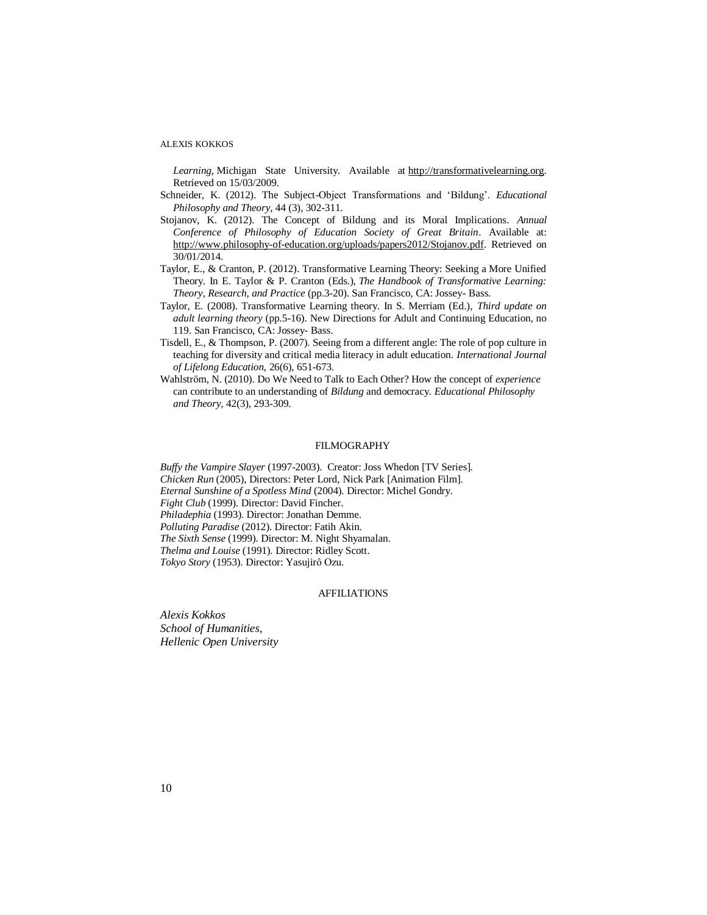*Learning*, Michigan State University. Available at http://transformativelearning.org. Retrieved on 15/03/2009.

Schneider, K. (2012). The Subject-Object Transformations and 'Bildung'. *Educational Philosophy and Theory*, 44 (3), 302-311.

Stojanov, K. (2012). The Concept of Bildung and its Moral Implications. *Annual Conference of Philosophy of Education Society of Great Britain*. Available at: http://www.philosophy-of-education.org/uploads/papers2012/Stojanov.pdf. Retrieved on 30/01/2014.

Taylor, E., & Cranton, P. (2012). Transformative Learning Theory: Seeking a More Unified Theory. In E. Taylor & P. Cranton (Eds.), *The Handbook of Transformative Learning: Theory, Research, and Practice* (pp.3-20). San Francisco, CA: Jossey- Bass.

Taylor, E. (2008). Transformative Learning theory. In S. Merriam (Ed.), *Third update on adult learning theory* (pp.5-16). New Directions for Adult and Continuing Education, no 119. San Francisco, CA: Jossey- Bass.

Tisdell, E., & Thompson, P. (2007). Seeing from a different angle: The role of pop culture in teaching for diversity and critical media literacy in adult education. *International Journal of Lifelong Education,* 26(6), 651-673.

Wahlström, N. (2010). Do We Need to Talk to Each Other? How the concept of *experience* can contribute to an understanding of *Bildung* and democracy. *Educational Philosophy and Theory*, 42(3), 293-309.

## FILMOGRAPHY

*Buffy the Vampire Slayer* (1997-2003). Creator: Joss Whedon [TV Series].
*Chicken Run* (2005), Directors: Peter Lord, Nick Park [Animation Film].
*Eternal Sunshine of a Spotless Mind* (2004). Director: Michel Gondry.
*Fight Club* (1999). Director: David Fincher.
*Philadephia* (1993). Director: Jonathan Demme.
*Polluting Paradise* (2012). Director: Fatih Akin.
*The Sixth Sense* (1999). Director: M. Night Shyamalan.
*Thelma and Louise* (1991). Director: Ridley Scott.
*Tokyo Story* (1953). Director: Yasujirô Ozu.

## AFFILIATIONS

*Alexis Kokkos*
*School of Humanities,*
*Hellenic Open University*